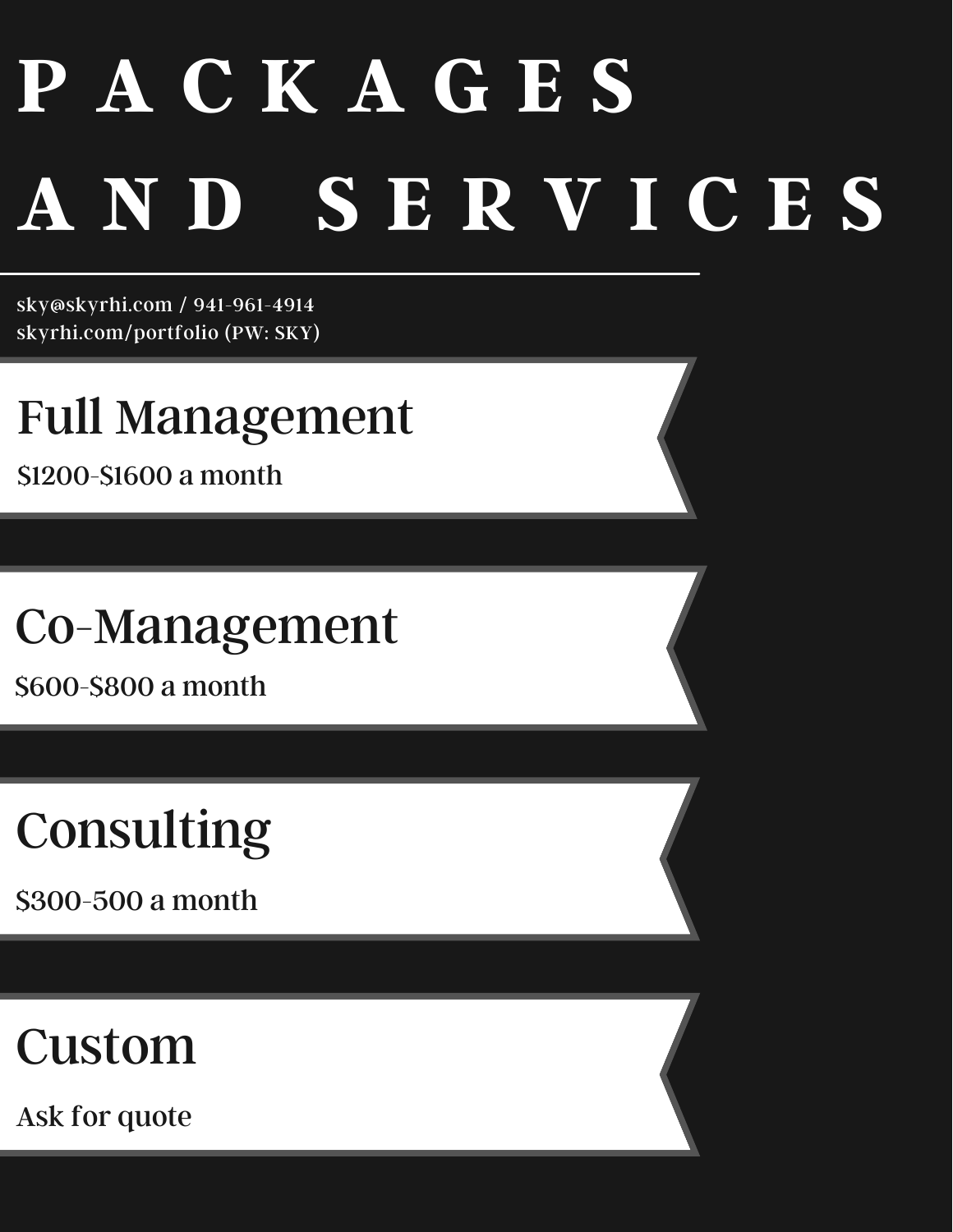# PACKAGES AND SERVICES

sky@skyrhi.com / 941-961-4914
skyrhi.com/portfolio (PW: SKY)

## Full Management

$1200-$1600 a month

## Co-Management

$600-$800 a month

## Consulting

$300-500 a month

## Custom

Ask for quote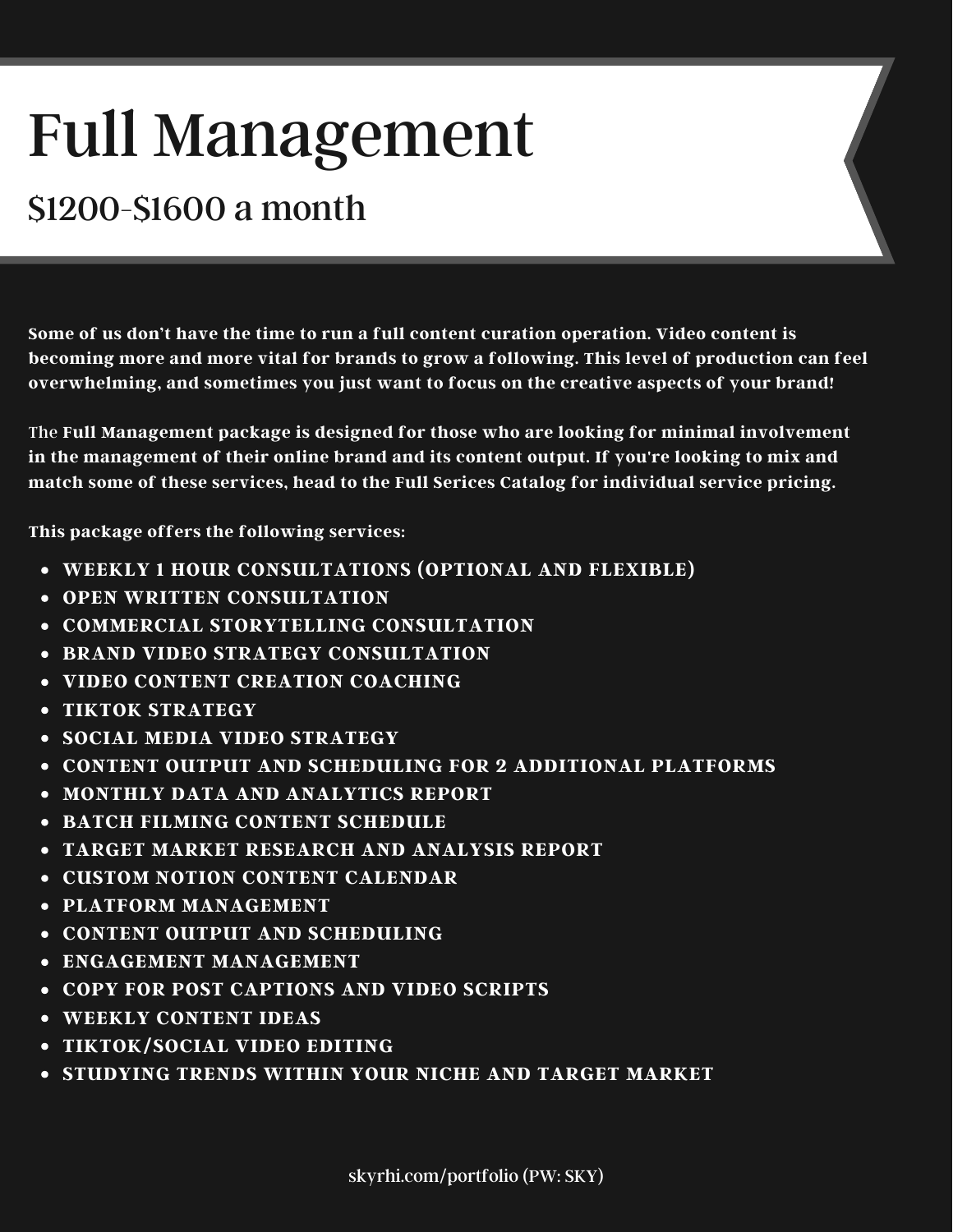# Full Management

## $1200-$1600 a month

**Some of us don't have the time to run a full content curation operation. Video content is becoming more and more vital for brands to grow a following. This level of production can feel overwhelming, and sometimes you just want to focus on the creative aspects of your brand!**

The **Full Management package is designed for those who are looking for minimal involvement in the management of their online brand and its content output. If you're looking to mix and match some of these services, head to the Full Serices Catalog for individual service pricing.**

**This package offers the following services:**

- **WEEKLY 1 HOUR CONSULTATIONS (OPTIONAL AND FLEXIBLE)**
- **OPEN WRITTEN CONSULTATION**
- **COMMERCIAL STORYTELLING CONSULTATION**
- **BRAND VIDEO STRATEGY CONSULTATION**
- **VIDEO CONTENT CREATION COACHING**
- **TIKTOK STRATEGY**
- **SOCIAL MEDIA VIDEO STRATEGY**
- **CONTENT OUTPUT AND SCHEDULING FOR 2 ADDITIONAL PLATFORMS**
- **MONTHLY DATA AND ANALYTICS REPORT**
- **BATCH FILMING CONTENT SCHEDULE**
- **TARGET MARKET RESEARCH AND ANALYSIS REPORT**
- **CUSTOM NOTION CONTENT CALENDAR**
- **PLATFORM MANAGEMENT**
- **CONTENT OUTPUT AND SCHEDULING**
- **ENGAGEMENT MANAGEMENT**
- **COPY FOR POST CAPTIONS AND VIDEO SCRIPTS**
- **WEEKLY CONTENT IDEAS**
- **TIKTOK/SOCIAL VIDEO EDITING**
- **STUDYING TRENDS WITHIN YOUR NICHE AND TARGET MARKET**

skyrhi.com/portfolio (PW: SKY)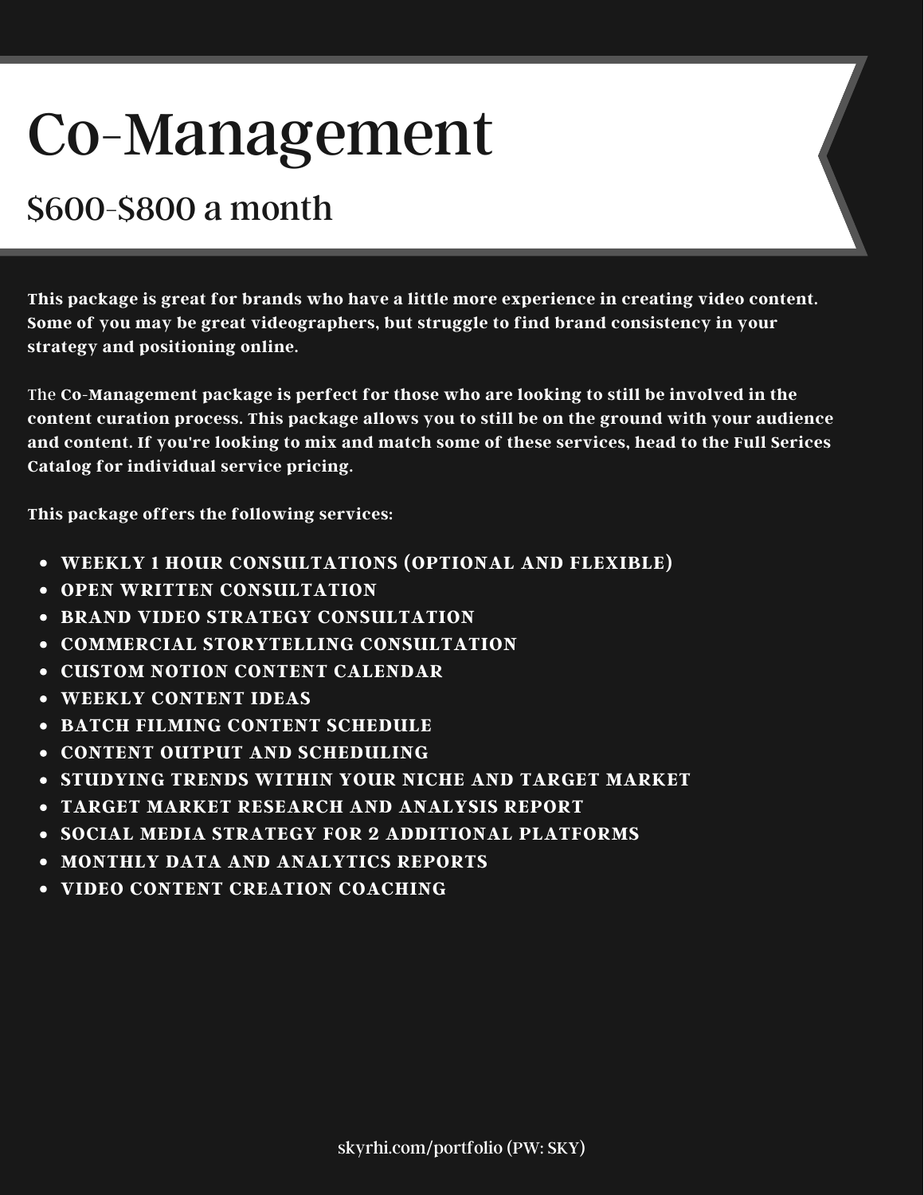# Co-Management

## $600-$800 a month

**This package is great for brands who have a little more experience in creating video content. Some of you may be great videographers, but struggle to find brand consistency in your strategy and positioning online.**

The **Co-Management package is perfect for those who are looking to still be involved in the content curation process. This package allows you to still be on the ground with your audience and content. If you're looking to mix and match some of these services, head to the Full Serices Catalog for individual service pricing.**

**This package offers the following services:**

- **WEEKLY 1 HOUR CONSULTATIONS (OPTIONAL AND FLEXIBLE)**
- **OPEN WRITTEN CONSULTATION**
- **BRAND VIDEO STRATEGY CONSULTATION**
- **COMMERCIAL STORYTELLING CONSULTATION**
- **CUSTOM NOTION CONTENT CALENDAR**
- **WEEKLY CONTENT IDEAS**
- **BATCH FILMING CONTENT SCHEDULE**
- **CONTENT OUTPUT AND SCHEDULING**
- **STUDYING TRENDS WITHIN YOUR NICHE AND TARGET MARKET**
- **TARGET MARKET RESEARCH AND ANALYSIS REPORT**
- **SOCIAL MEDIA STRATEGY FOR 2 ADDITIONAL PLATFORMS**
- **MONTHLY DATA AND ANALYTICS REPORTS**
- **VIDEO CONTENT CREATION COACHING**

skyrhi.com/portfolio (PW: SKY)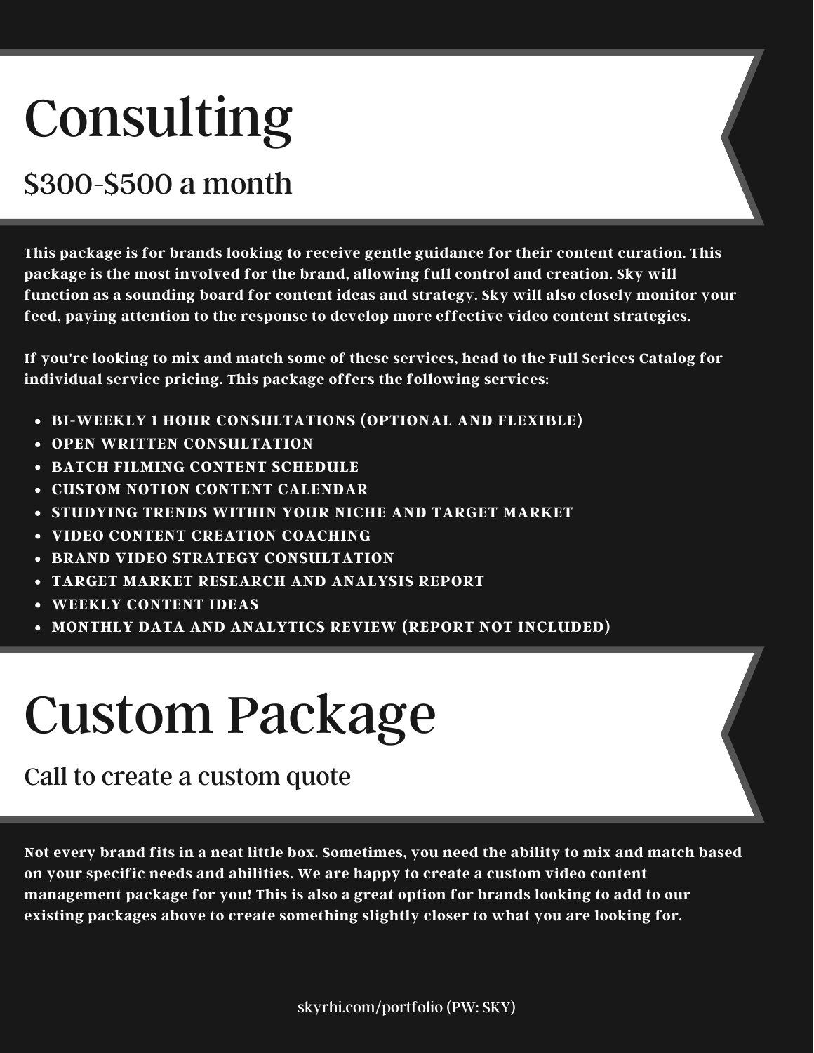# Consulting

## $300-$500 a month

**This package is for brands looking to receive gentle guidance for their content curation. This package is the most involved for the brand, allowing full control and creation. Sky will function as a sounding board for content ideas and strategy. Sky will also closely monitor your feed, paying attention to the response to develop more effective video content strategies.**

**If you're looking to mix and match some of these services, head to the Full Serices Catalog for individual service pricing. This package offers the following services:**

- **BI-WEEKLY 1 HOUR CONSULTATIONS (OPTIONAL AND FLEXIBLE)**
- **OPEN WRITTEN CONSULTATION**
- **BATCH FILMING CONTENT SCHEDULE**
- **CUSTOM NOTION CONTENT CALENDAR**
- **STUDYING TRENDS WITHIN YOUR NICHE AND TARGET MARKET**
- **VIDEO CONTENT CREATION COACHING**
- **BRAND VIDEO STRATEGY CONSULTATION**
- **TARGET MARKET RESEARCH AND ANALYSIS REPORT**
- **WEEKLY CONTENT IDEAS**
- **MONTHLY DATA AND ANALYTICS REVIEW (REPORT NOT INCLUDED)**

# Custom Package

## Call to create a custom quote

**Not every brand fits in a neat little box. Sometimes, you need the ability to mix and match based on your specific needs and abilities. We are happy to create a custom video content management package for you! This is also a great option for brands looking to add to our existing packages above to create something slightly closer to what you are looking for.**

skyrhi.com/portfolio (PW: SKY)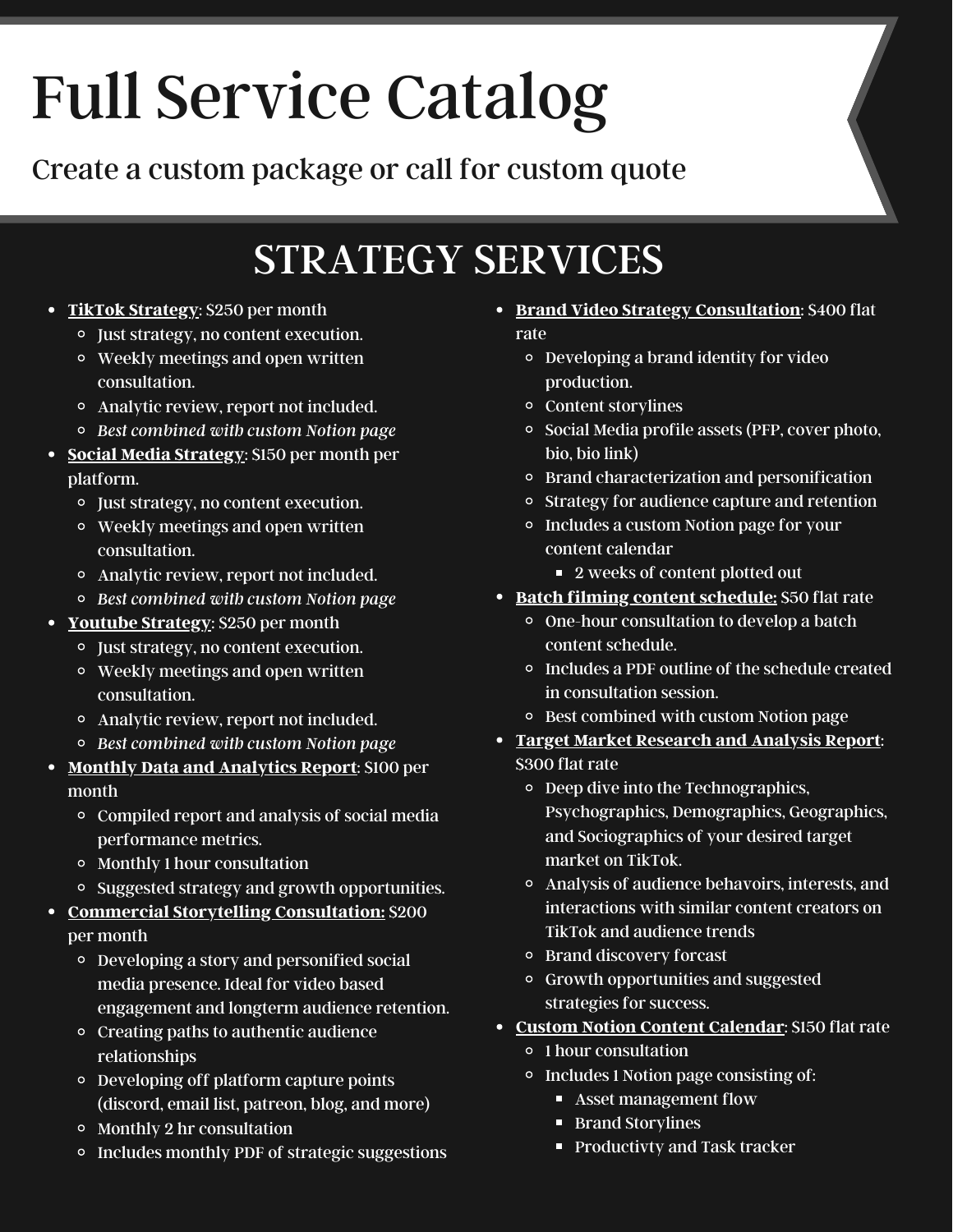# Full Service Catalog

Create a custom package or call for custom quote

## STRATEGY SERVICES

- **TikTok Strategy**: $250 per month
  - Just strategy, no content execution.
  - Weekly meetings and open written consultation.
  - Analytic review, report not included.
  - *Best combined with custom Notion page*
- **Social Media Strategy**: $150 per month per platform.
  - Just strategy, no content execution.
  - Weekly meetings and open written consultation.
  - Analytic review, report not included.
  - *Best combined with custom Notion page*
- **Youtube Strategy**: $250 per month
  - Just strategy, no content execution.
  - Weekly meetings and open written consultation.
  - Analytic review, report not included.
  - *Best combined with custom Notion page*
- **Monthly Data and Analytics Report**: $100 per month
  - Compiled report and analysis of social media performance metrics.
  - Monthly 1 hour consultation
  - Suggested strategy and growth opportunities.
- **Commercial Storytelling Consultation:** $200 per month
  - Developing a story and personified social media presence. Ideal for video based engagement and longterm audience retention.
  - Creating paths to authentic audience relationships
  - Developing off platform capture points (discord, email list, patreon, blog, and more)
  - Monthly 2 hr consultation
  - Includes monthly PDF of strategic suggestions
- **Brand Video Strategy Consultation**: $400 flat rate
  - Developing a brand identity for video production.
  - Content storylines
  - Social Media profile assets (PFP, cover photo, bio, bio link)
  - Brand characterization and personification
  - Strategy for audience capture and retention
  - Includes a custom Notion page for your content calendar
    - 2 weeks of content plotted out
- **Batch filming content schedule:** $50 flat rate
  - One-hour consultation to develop a batch content schedule.
  - Includes a PDF outline of the schedule created in consultation session.
  - Best combined with custom Notion page
- **Target Market Research and Analysis Report**: $300 flat rate
  - Deep dive into the Technographics, Psychographics, Demographics, Geographics, and Sociographics of your desired target market on TikTok.
  - Analysis of audience behavoirs, interests, and interactions with similar content creators on TikTok and audience trends
  - Brand discovery forcast
  - Growth opportunities and suggested strategies for success.
- **Custom Notion Content Calendar**: $150 flat rate
  - 1 hour consultation
  - Includes 1 Notion page consisting of:
    - Asset management flow
    - Brand Storylines
    - Productivty and Task tracker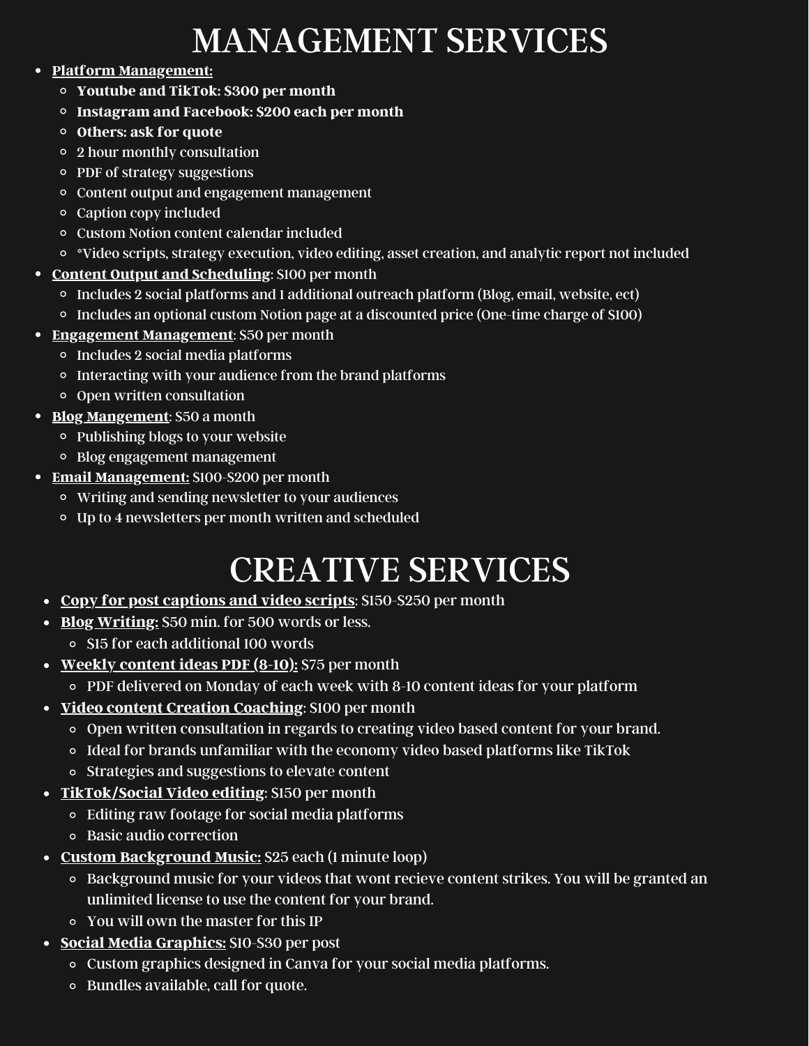# MANAGEMENT SERVICES

- **Platform Management:**
  - **Youtube and TikTok: $300 per month**
  - **Instagram and Facebook: $200 each per month**
  - **Others: ask for quote**
  - 2 hour monthly consultation
  - PDF of strategy suggestions
  - Content output and engagement management
  - Caption copy included
  - Custom Notion content calendar included
  - *Video scripts, strategy execution, video editing, asset creation, and analytic report not included
- **Content Output and Scheduling**: $100 per month
  - Includes 2 social platforms and 1 additional outreach platform (Blog, email, website, ect)
  - Includes an optional custom Notion page at a discounted price (One-time charge of $100)
- **Engagement Management**: $50 per month
  - Includes 2 social media platforms
  - Interacting with your audience from the brand platforms
  - Open written consultation
- **Blog Mangement**: $50 a month
  - Publishing blogs to your website
  - Blog engagement management
- **Email Management:** $100-$200 per month
  - Writing and sending newsletter to your audiences
  - Up to 4 newsletters per month written and scheduled

# CREATIVE SERVICES

- **Copy for post captions and video scripts**: $150-$250 per month
- **Blog Writing:** $50 min. for 500 words or less.
  - $15 for each additional 100 words
- **Weekly content ideas PDF (8-10):** $75 per month
  - PDF delivered on Monday of each week with 8-10 content ideas for your platform
- **Video content Creation Coaching**: $100 per month
  - Open written consultation in regards to creating video based content for your brand.
  - Ideal for brands unfamiliar with the economy video based platforms like TikTok
  - Strategies and suggestions to elevate content
- **TikTok/Social Video editing**: $150 per month
  - Editing raw footage for social media platforms
  - Basic audio correction
- **Custom Background Music:** $25 each (1 minute loop)
  - Background music for your videos that wont recieve content strikes. You will be granted an unlimited license to use the content for your brand.
  - You will own the master for this IP
- **Social Media Graphics:** $10-$30 per post
  - Custom graphics designed in Canva for your social media platforms.
  - Bundles available, call for quote.